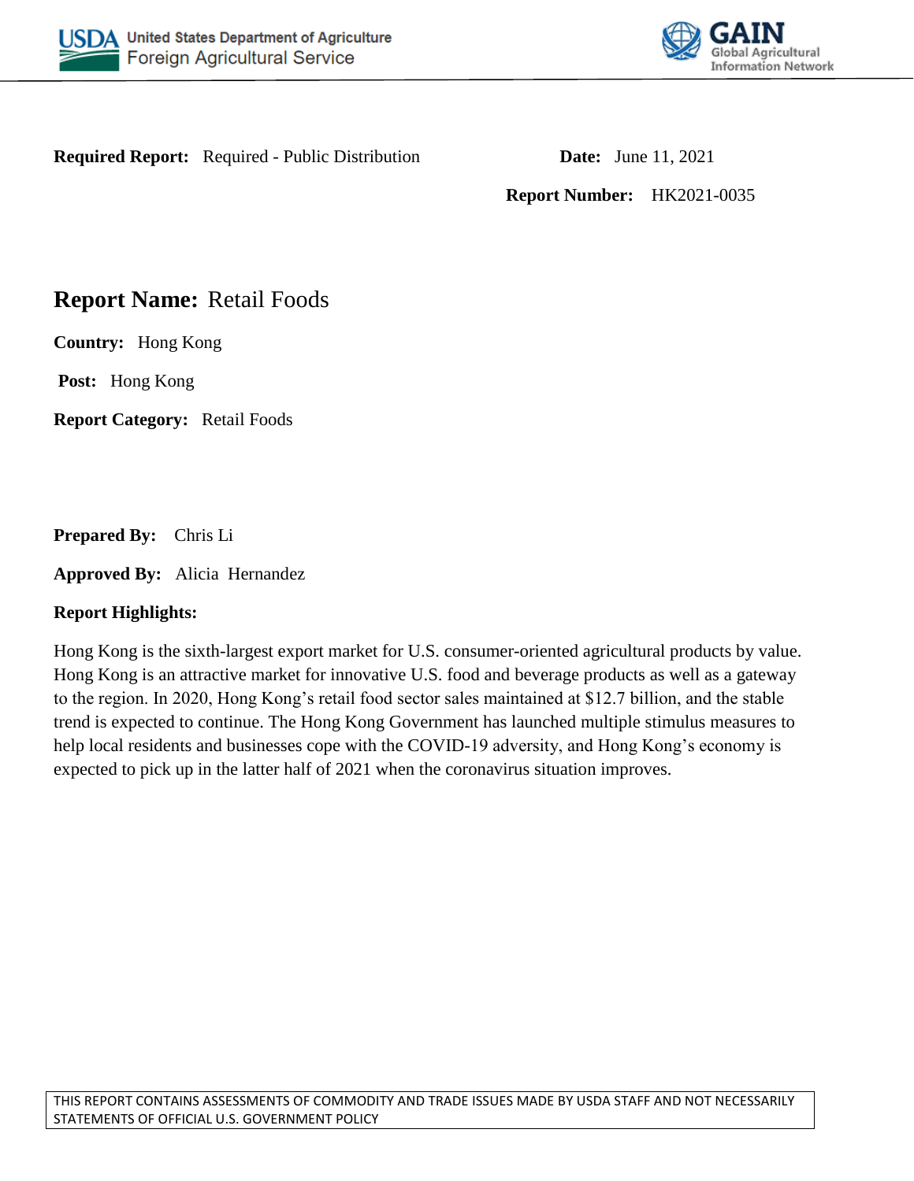USDA United States Department of Agriculture
Foreign Agricultural Service

GAIN Global Agricultural Information Network

**Required Report:** Required - Public Distribution

**Date:** June 11, 2021

**Report Number:** HK2021-0035

## Report Name: Retail Foods

**Country:** Hong Kong

**Post:** Hong Kong

**Report Category:** Retail Foods

**Prepared By:** Chris Li

**Approved By:** Alicia Hernandez

**Report Highlights:**

Hong Kong is the sixth-largest export market for U.S. consumer-oriented agricultural products by value. Hong Kong is an attractive market for innovative U.S. food and beverage products as well as a gateway to the region. In 2020, Hong Kong's retail food sector sales maintained at $12.7 billion, and the stable trend is expected to continue. The Hong Kong Government has launched multiple stimulus measures to help local residents and businesses cope with the COVID-19 adversity, and Hong Kong's economy is expected to pick up in the latter half of 2021 when the coronavirus situation improves.

THIS REPORT CONTAINS ASSESSMENTS OF COMMODITY AND TRADE ISSUES MADE BY USDA STAFF AND NOT NECESSARILY STATEMENTS OF OFFICIAL U.S. GOVERNMENT POLICY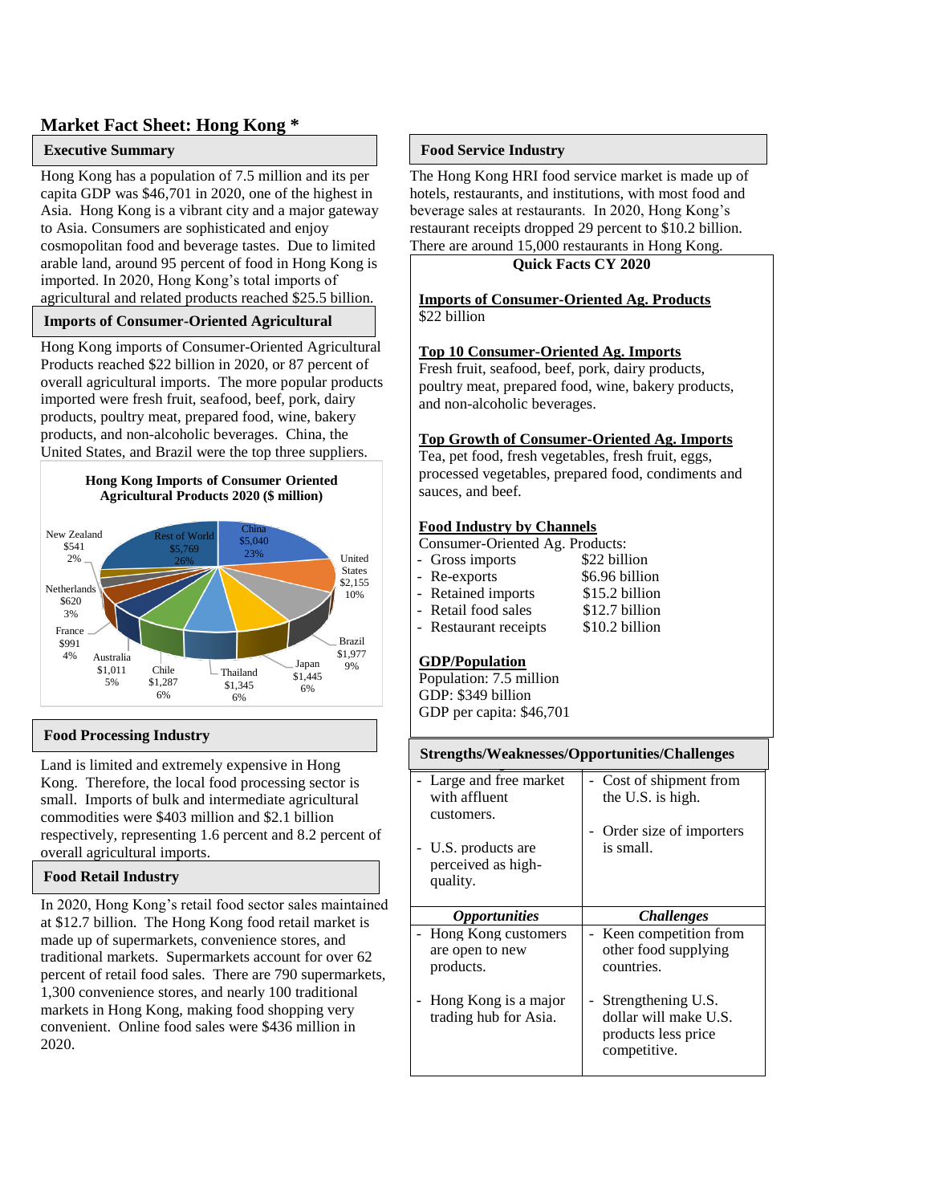# Market Fact Sheet: Hong Kong *

## Executive Summary

Hong Kong has a population of 7.5 million and its per capita GDP was $46,701 in 2020, one of the highest in Asia. Hong Kong is a vibrant city and a major gateway to Asia. Consumers are sophisticated and enjoy cosmopolitan food and beverage tastes. Due to limited arable land, around 95 percent of food in Hong Kong is imported. In 2020, Hong Kong's total imports of agricultural and related products reached $25.5 billion.

## Imports of Consumer-Oriented Agricultural

Hong Kong imports of Consumer-Oriented Agricultural Products reached $22 billion in 2020, or 87 percent of overall agricultural imports. The more popular products imported were fresh fruit, seafood, beef, pork, dairy products, poultry meat, prepared food, wine, bakery products, and non-alcoholic beverages. China, the United States, and Brazil were the top three suppliers.

**Hong Kong Imports of Consumer Oriented Agricultural Products 2020 ($ million)**

| Country | $ million | Share |
|---|---|---|
| China | $5,040 | 23% |
| United States | $2,155 | 10% |
| Brazil | $1,977 | 9% |
| Japan | $1,445 | 6% |
| Thailand | $1,345 | 6% |
| Chile | $1,287 | 6% |
| Australia | $1,011 | 5% |
| France | $991 | 4% |
| Netherlands | $620 | 3% |
| New Zealand | $541 | 2% |
| Rest of World | $5,769 | 26% |

## Food Processing Industry

Land is limited and extremely expensive in Hong Kong. Therefore, the local food processing sector is small. Imports of bulk and intermediate agricultural commodities were $403 million and $2.1 billion respectively, representing 1.6 percent and 8.2 percent of overall agricultural imports.

## Food Retail Industry

In 2020, Hong Kong's retail food sector sales maintained at $12.7 billion. The Hong Kong food retail market is made up of supermarkets, convenience stores, and traditional markets. Supermarkets account for over 62 percent of retail food sales. There are 790 supermarkets, 1,300 convenience stores, and nearly 100 traditional markets in Hong Kong, making food shopping very convenient. Online food sales were $436 million in 2020.

## Food Service Industry

The Hong Kong HRI food service market is made up of hotels, restaurants, and institutions, with most food and beverage sales at restaurants. In 2020, Hong Kong's restaurant receipts dropped 29 percent to $10.2 billion. There are around 15,000 restaurants in Hong Kong.

### Quick Facts CY 2020

**Imports of Consumer-Oriented Ag. Products**

$22 billion

**Top 10 Consumer-Oriented Ag. Imports**

Fresh fruit, seafood, beef, pork, dairy products, poultry meat, prepared food, wine, bakery products, and non-alcoholic beverages.

**Top Growth of Consumer-Oriented Ag. Imports**

Tea, pet food, fresh vegetables, fresh fruit, eggs, processed vegetables, prepared food, condiments and sauces, and beef.

**Food Industry by Channels**

Consumer-Oriented Ag. Products:

| | |
|---|---|
| - Gross imports | $22 billion |
| - Re-exports | $6.96 billion |
| - Retained imports | $15.2 billion |
| - Retail food sales | $12.7 billion |
| - Restaurant receipts | $10.2 billion |

**GDP/Population**

Population: 7.5 million
GDP: $349 billion
GDP per capita: $46,701

### Strengths/Weaknesses/Opportunities/Challenges

| Strengths | Weaknesses |
|---|---|
| - Large and free market with affluent customers. <br> - U.S. products are perceived as high-quality. | - Cost of shipment from the U.S. is high. <br> - Order size of importers is small. |
| ***Opportunities*** | ***Challenges*** |
| - Hong Kong customers are open to new products. <br> - Hong Kong is a major trading hub for Asia. | - Keen competition from other food supplying countries. <br> - Strengthening U.S. dollar will make U.S. products less price competitive. |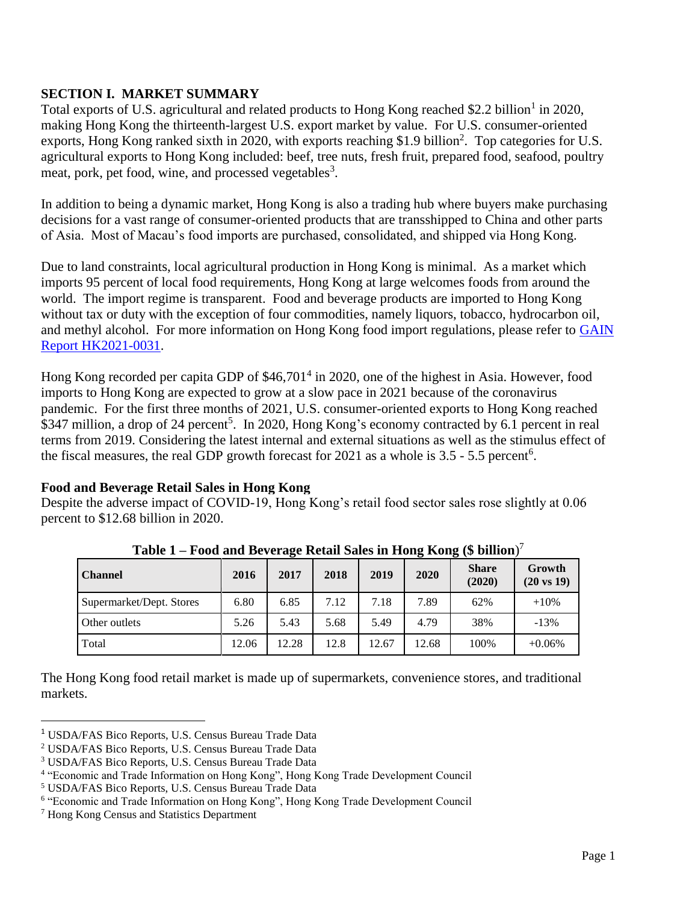## SECTION I. MARKET SUMMARY

Total exports of U.S. agricultural and related products to Hong Kong reached $2.2 billion[1] in 2020, making Hong Kong the thirteenth-largest U.S. export market by value. For U.S. consumer-oriented exports, Hong Kong ranked sixth in 2020, with exports reaching $1.9 billion[2]. Top categories for U.S. agricultural exports to Hong Kong included: beef, tree nuts, fresh fruit, prepared food, seafood, poultry meat, pork, pet food, wine, and processed vegetables[3].

In addition to being a dynamic market, Hong Kong is also a trading hub where buyers make purchasing decisions for a vast range of consumer-oriented products that are transshipped to China and other parts of Asia. Most of Macau's food imports are purchased, consolidated, and shipped via Hong Kong.

Due to land constraints, local agricultural production in Hong Kong is minimal. As a market which imports 95 percent of local food requirements, Hong Kong at large welcomes foods from around the world. The import regime is transparent. Food and beverage products are imported to Hong Kong without tax or duty with the exception of four commodities, namely liquors, tobacco, hydrocarbon oil, and methyl alcohol. For more information on Hong Kong food import regulations, please refer to GAIN Report HK2021-0031.

Hong Kong recorded per capita GDP of $46,701[4] in 2020, one of the highest in Asia. However, food imports to Hong Kong are expected to grow at a slow pace in 2021 because of the coronavirus pandemic. For the first three months of 2021, U.S. consumer-oriented exports to Hong Kong reached $347 million, a drop of 24 percent[5]. In 2020, Hong Kong's economy contracted by 6.1 percent in real terms from 2019. Considering the latest internal and external situations as well as the stimulus effect of the fiscal measures, the real GDP growth forecast for 2021 as a whole is 3.5 - 5.5 percent[6].

### Food and Beverage Retail Sales in Hong Kong

Despite the adverse impact of COVID-19, Hong Kong's retail food sector sales rose slightly at 0.06 percent to $12.68 billion in 2020.

**Table 1 – Food and Beverage Retail Sales in Hong Kong ($ billion)**[7]

| Channel | 2016 | 2017 | 2018 | 2019 | 2020 | Share (2020) | Growth (20 vs 19) |
|---|---|---|---|---|---|---|---|
| Supermarket/Dept. Stores | 6.80 | 6.85 | 7.12 | 7.18 | 7.89 | 62% | +10% |
| Other outlets | 5.26 | 5.43 | 5.68 | 5.49 | 4.79 | 38% | -13% |
| Total | 12.06 | 12.28 | 12.8 | 12.67 | 12.68 | 100% | +0.06% |

The Hong Kong food retail market is made up of supermarkets, convenience stores, and traditional markets.

---

[1] USDA/FAS Bico Reports, U.S. Census Bureau Trade Data
[2] USDA/FAS Bico Reports, U.S. Census Bureau Trade Data
[3] USDA/FAS Bico Reports, U.S. Census Bureau Trade Data
[4] "Economic and Trade Information on Hong Kong", Hong Kong Trade Development Council
[5] USDA/FAS Bico Reports, U.S. Census Bureau Trade Data
[6] "Economic and Trade Information on Hong Kong", Hong Kong Trade Development Council
[7] Hong Kong Census and Statistics Department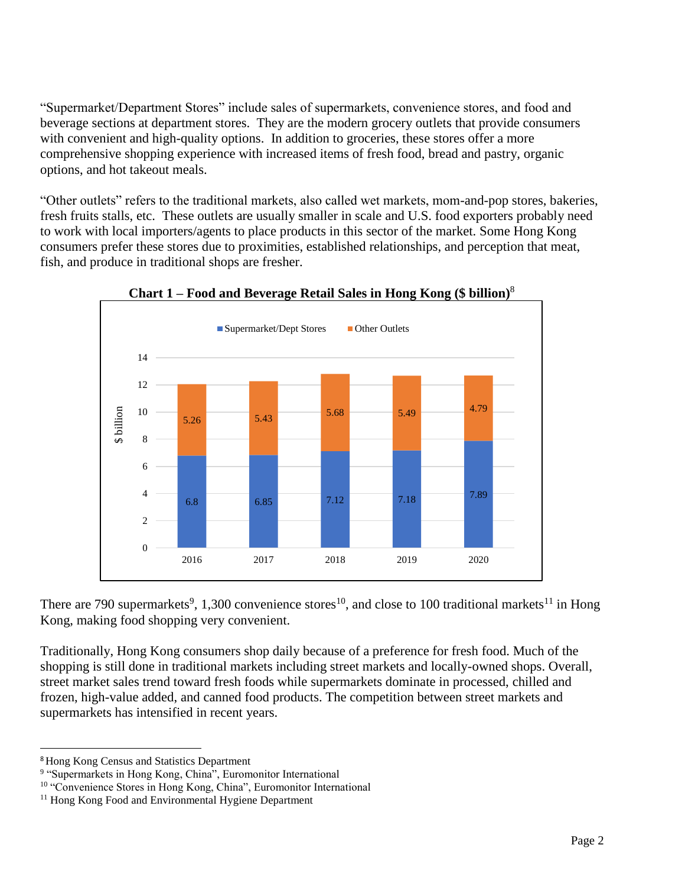"Supermarket/Department Stores" include sales of supermarkets, convenience stores, and food and beverage sections at department stores. They are the modern grocery outlets that provide consumers with convenient and high-quality options. In addition to groceries, these stores offer a more comprehensive shopping experience with increased items of fresh food, bread and pastry, organic options, and hot takeout meals.

"Other outlets" refers to the traditional markets, also called wet markets, mom-and-pop stores, bakeries, fresh fruits stalls, etc. These outlets are usually smaller in scale and U.S. food exporters probably need to work with local importers/agents to place products in this sector of the market. Some Hong Kong consumers prefer these stores due to proximities, established relationships, and perception that meat, fish, and produce in traditional shops are fresher.

**Chart 1 – Food and Beverage Retail Sales in Hong Kong ($ billion)**[8]

| Year | Supermarket/Dept Stores | Other Outlets |
|---|---|---|
| 2016 | 6.8 | 5.26 |
| 2017 | 6.85 | 5.43 |
| 2018 | 7.12 | 5.68 |
| 2019 | 7.18 | 5.49 |
| 2020 | 7.89 | 4.79 |

There are 790 supermarkets[9], 1,300 convenience stores[10], and close to 100 traditional markets[11] in Hong Kong, making food shopping very convenient.

Traditionally, Hong Kong consumers shop daily because of a preference for fresh food. Much of the shopping is still done in traditional markets including street markets and locally-owned shops. Overall, street market sales trend toward fresh foods while supermarkets dominate in processed, chilled and frozen, high-value added, and canned food products. The competition between street markets and supermarkets has intensified in recent years.

---

[8] Hong Kong Census and Statistics Department

[9] "Supermarkets in Hong Kong, China", Euromonitor International

[10] "Convenience Stores in Hong Kong, China", Euromonitor International

[11] Hong Kong Food and Environmental Hygiene Department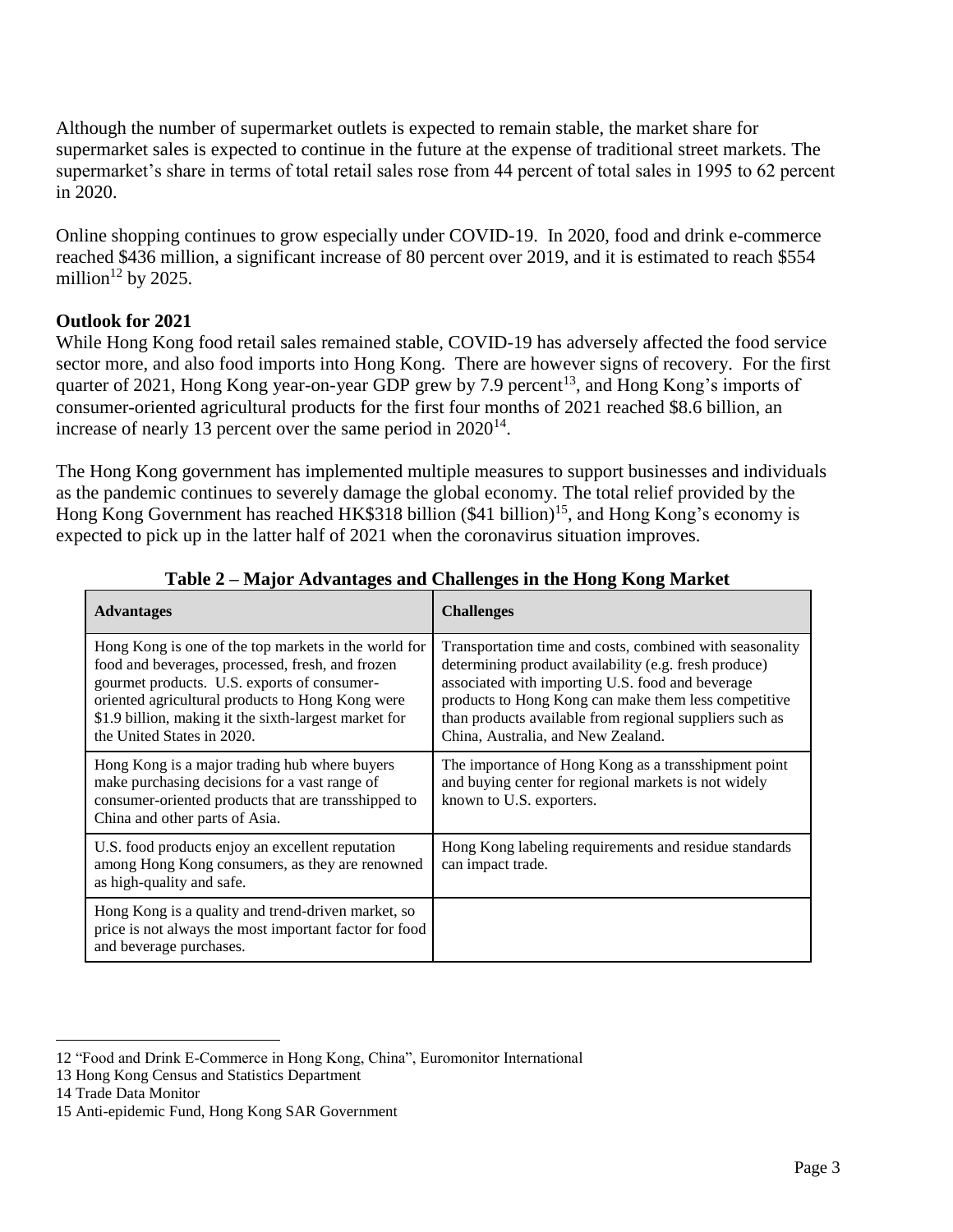Although the number of supermarket outlets is expected to remain stable, the market share for supermarket sales is expected to continue in the future at the expense of traditional street markets. The supermarket's share in terms of total retail sales rose from 44 percent of total sales in 1995 to 62 percent in 2020.

Online shopping continues to grow especially under COVID-19. In 2020, food and drink e-commerce reached $436 million, a significant increase of 80 percent over 2019, and it is estimated to reach $554 million[12] by 2025.

**Outlook for 2021**

While Hong Kong food retail sales remained stable, COVID-19 has adversely affected the food service sector more, and also food imports into Hong Kong. There are however signs of recovery. For the first quarter of 2021, Hong Kong year-on-year GDP grew by 7.9 percent[13], and Hong Kong's imports of consumer-oriented agricultural products for the first four months of 2021 reached $8.6 billion, an increase of nearly 13 percent over the same period in 2020[14].

The Hong Kong government has implemented multiple measures to support businesses and individuals as the pandemic continues to severely damage the global economy. The total relief provided by the Hong Kong Government has reached HK$318 billion ($41 billion)[15], and Hong Kong's economy is expected to pick up in the latter half of 2021 when the coronavirus situation improves.

**Table 2 – Major Advantages and Challenges in the Hong Kong Market**

| Advantages | Challenges |
|---|---|
| Hong Kong is one of the top markets in the world for food and beverages, processed, fresh, and frozen gourmet products. U.S. exports of consumer-oriented agricultural products to Hong Kong were $1.9 billion, making it the sixth-largest market for the United States in 2020. | Transportation time and costs, combined with seasonality determining product availability (e.g. fresh produce) associated with importing U.S. food and beverage products to Hong Kong can make them less competitive than products available from regional suppliers such as China, Australia, and New Zealand. |
| Hong Kong is a major trading hub where buyers make purchasing decisions for a vast range of consumer-oriented products that are transshipped to China and other parts of Asia. | The importance of Hong Kong as a transshipment point and buying center for regional markets is not widely known to U.S. exporters. |
| U.S. food products enjoy an excellent reputation among Hong Kong consumers, as they are renowned as high-quality and safe. | Hong Kong labeling requirements and residue standards can impact trade. |
| Hong Kong is a quality and trend-driven market, so price is not always the most important factor for food and beverage purchases. | |

12 "Food and Drink E-Commerce in Hong Kong, China", Euromonitor International

13 Hong Kong Census and Statistics Department

14 Trade Data Monitor

15 Anti-epidemic Fund, Hong Kong SAR Government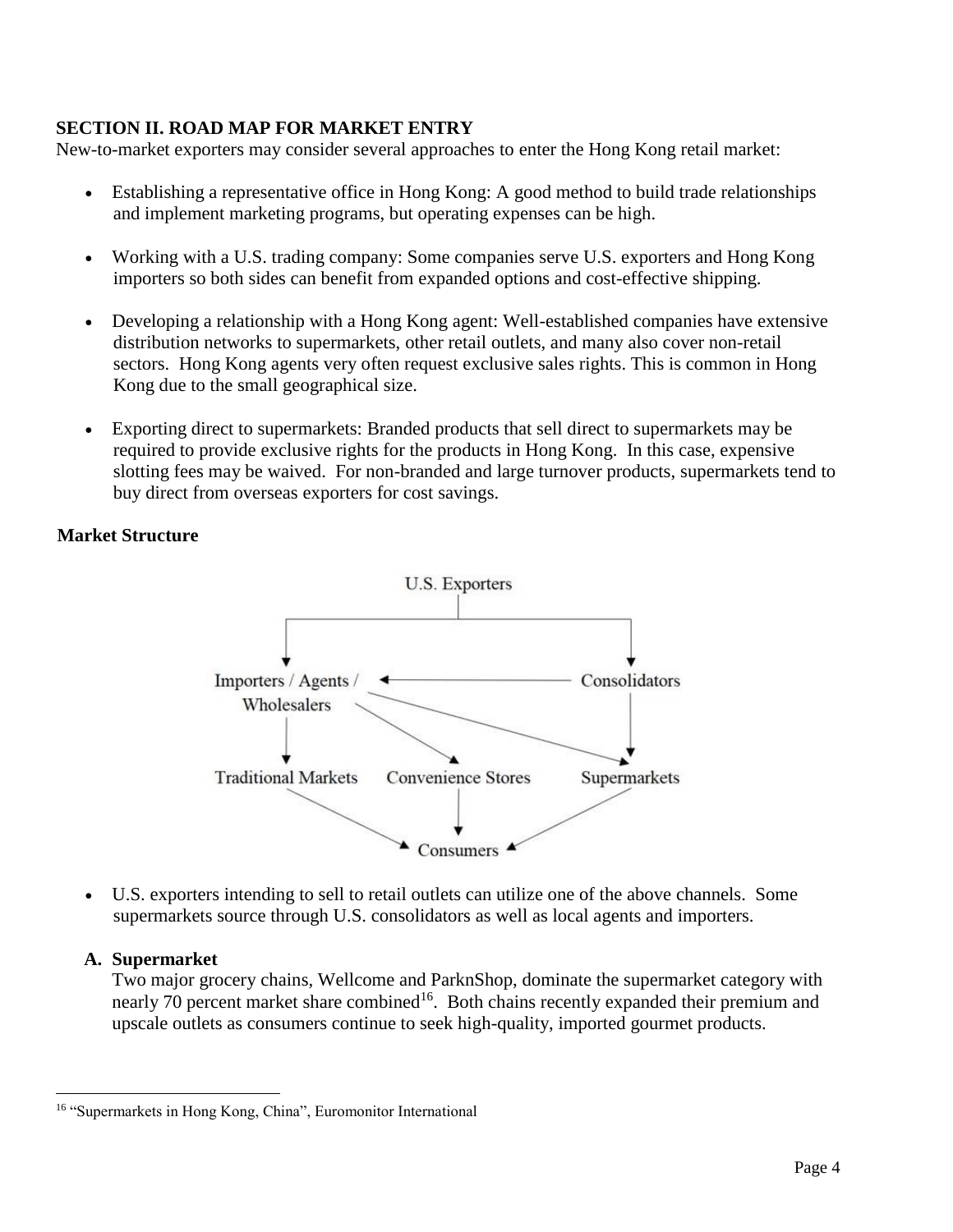## SECTION II. ROAD MAP FOR MARKET ENTRY

New-to-market exporters may consider several approaches to enter the Hong Kong retail market:

- Establishing a representative office in Hong Kong: A good method to build trade relationships and implement marketing programs, but operating expenses can be high.
- Working with a U.S. trading company: Some companies serve U.S. exporters and Hong Kong importers so both sides can benefit from expanded options and cost-effective shipping.
- Developing a relationship with a Hong Kong agent: Well-established companies have extensive distribution networks to supermarkets, other retail outlets, and many also cover non-retail sectors. Hong Kong agents very often request exclusive sales rights. This is common in Hong Kong due to the small geographical size.
- Exporting direct to supermarkets: Branded products that sell direct to supermarkets may be required to provide exclusive rights for the products in Hong Kong. In this case, expensive slotting fees may be waived. For non-branded and large turnover products, supermarkets tend to buy direct from overseas exporters for cost savings.

### Market Structure

```
                         U.S. Exporters
                               |
          +--------------------+--------------------+
          v                                         v
Importers / Agents /  <---------------------  Consolidators
    Wholesalers                                     |
          |          \                 \            |
          v           v                 v           v
Traditional Markets  Convenience Stores      Supermarkets
          \                   |                   /
           v                  v                  v
                          Consumers
```

- U.S. exporters intending to sell to retail outlets can utilize one of the above channels. Some supermarkets source through U.S. consolidators as well as local agents and importers.

### A. Supermarket

Two major grocery chains, Wellcome and ParknShop, dominate the supermarket category with nearly 70 percent market share combined[16]. Both chains recently expanded their premium and upscale outlets as consumers continue to seek high-quality, imported gourmet products.

[16] "Supermarkets in Hong Kong, China", Euromonitor International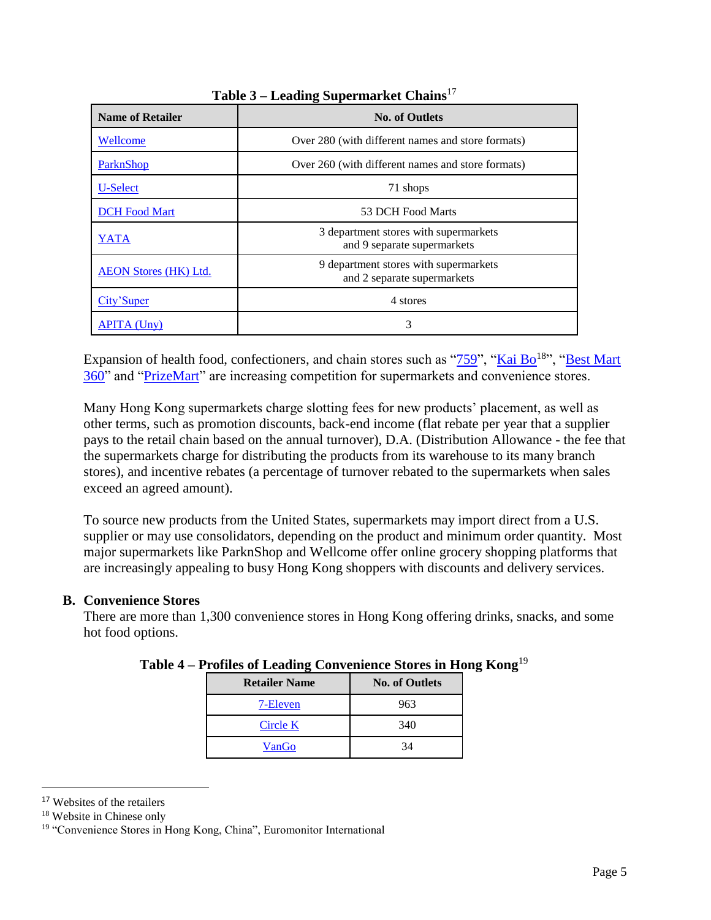**Table 3 – Leading Supermarket Chains**[17]

| Name of Retailer | No. of Outlets |
|---|---|
| Wellcome | Over 280 (with different names and store formats) |
| ParknShop | Over 260 (with different names and store formats) |
| U-Select | 71 shops |
| DCH Food Mart | 53 DCH Food Marts |
| YATA | 3 department stores with supermarkets and 9 separate supermarkets |
| AEON Stores (HK) Ltd. | 9 department stores with supermarkets and 2 separate supermarkets |
| City'Super | 4 stores |
| APITA (Uny) | 3 |

Expansion of health food, confectioners, and chain stores such as "759", "Kai Bo[18]", "Best Mart 360" and "PrizeMart" are increasing competition for supermarkets and convenience stores.

Many Hong Kong supermarkets charge slotting fees for new products' placement, as well as other terms, such as promotion discounts, back-end income (flat rebate per year that a supplier pays to the retail chain based on the annual turnover), D.A. (Distribution Allowance - the fee that the supermarkets charge for distributing the products from its warehouse to its many branch stores), and incentive rebates (a percentage of turnover rebated to the supermarkets when sales exceed an agreed amount).

To source new products from the United States, supermarkets may import direct from a U.S. supplier or may use consolidators, depending on the product and minimum order quantity. Most major supermarkets like ParknShop and Wellcome offer online grocery shopping platforms that are increasingly appealing to busy Hong Kong shoppers with discounts and delivery services.

### B. Convenience Stores

There are more than 1,300 convenience stores in Hong Kong offering drinks, snacks, and some hot food options.

**Table 4 – Profiles of Leading Convenience Stores in Hong Kong**[19]

| Retailer Name | No. of Outlets |
|---|---|
| 7-Eleven | 963 |
| Circle K | 340 |
| VanGo | 34 |

---

[17] Websites of the retailers

[18] Website in Chinese only

[19] "Convenience Stores in Hong Kong, China", Euromonitor International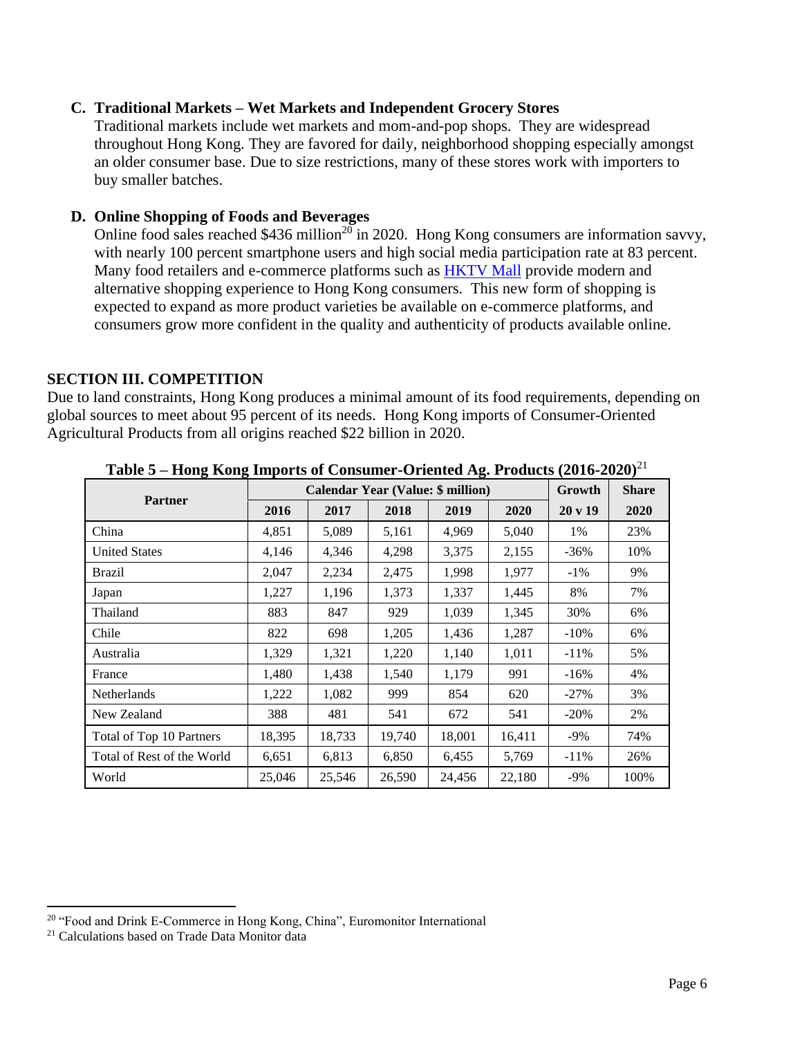### C. Traditional Markets – Wet Markets and Independent Grocery Stores

Traditional markets include wet markets and mom-and-pop shops. They are widespread throughout Hong Kong. They are favored for daily, neighborhood shopping especially amongst an older consumer base. Due to size restrictions, many of these stores work with importers to buy smaller batches.

### D. Online Shopping of Foods and Beverages

Online food sales reached $436 million[20] in 2020. Hong Kong consumers are information savvy, with nearly 100 percent smartphone users and high social media participation rate at 83 percent. Many food retailers and e-commerce platforms such as HKTV Mall provide modern and alternative shopping experience to Hong Kong consumers. This new form of shopping is expected to expand as more product varieties be available on e-commerce platforms, and consumers grow more confident in the quality and authenticity of products available online.

## SECTION III. COMPETITION

Due to land constraints, Hong Kong produces a minimal amount of its food requirements, depending on global sources to meet about 95 percent of its needs. Hong Kong imports of Consumer-Oriented Agricultural Products from all origins reached $22 billion in 2020.

**Table 5 – Hong Kong Imports of Consumer-Oriented Ag. Products (2016-2020)**[21]

| Partner | Calendar Year (Value: $ million) | | | | | Growth | Share |
|---|---|---|---|---|---|---|---|
| | 2016 | 2017 | 2018 | 2019 | 2020 | 20 v 19 | 2020 |
| China | 4,851 | 5,089 | 5,161 | 4,969 | 5,040 | 1% | 23% |
| United States | 4,146 | 4,346 | 4,298 | 3,375 | 2,155 | -36% | 10% |
| Brazil | 2,047 | 2,234 | 2,475 | 1,998 | 1,977 | -1% | 9% |
| Japan | 1,227 | 1,196 | 1,373 | 1,337 | 1,445 | 8% | 7% |
| Thailand | 883 | 847 | 929 | 1,039 | 1,345 | 30% | 6% |
| Chile | 822 | 698 | 1,205 | 1,436 | 1,287 | -10% | 6% |
| Australia | 1,329 | 1,321 | 1,220 | 1,140 | 1,011 | -11% | 5% |
| France | 1,480 | 1,438 | 1,540 | 1,179 | 991 | -16% | 4% |
| Netherlands | 1,222 | 1,082 | 999 | 854 | 620 | -27% | 3% |
| New Zealand | 388 | 481 | 541 | 672 | 541 | -20% | 2% |
| Total of Top 10 Partners | 18,395 | 18,733 | 19,740 | 18,001 | 16,411 | -9% | 74% |
| Total of Rest of the World | 6,651 | 6,813 | 6,850 | 6,455 | 5,769 | -11% | 26% |
| World | 25,046 | 25,546 | 26,590 | 24,456 | 22,180 | -9% | 100% |

---

[20] "Food and Drink E-Commerce in Hong Kong, China", Euromonitor International

[21] Calculations based on Trade Data Monitor data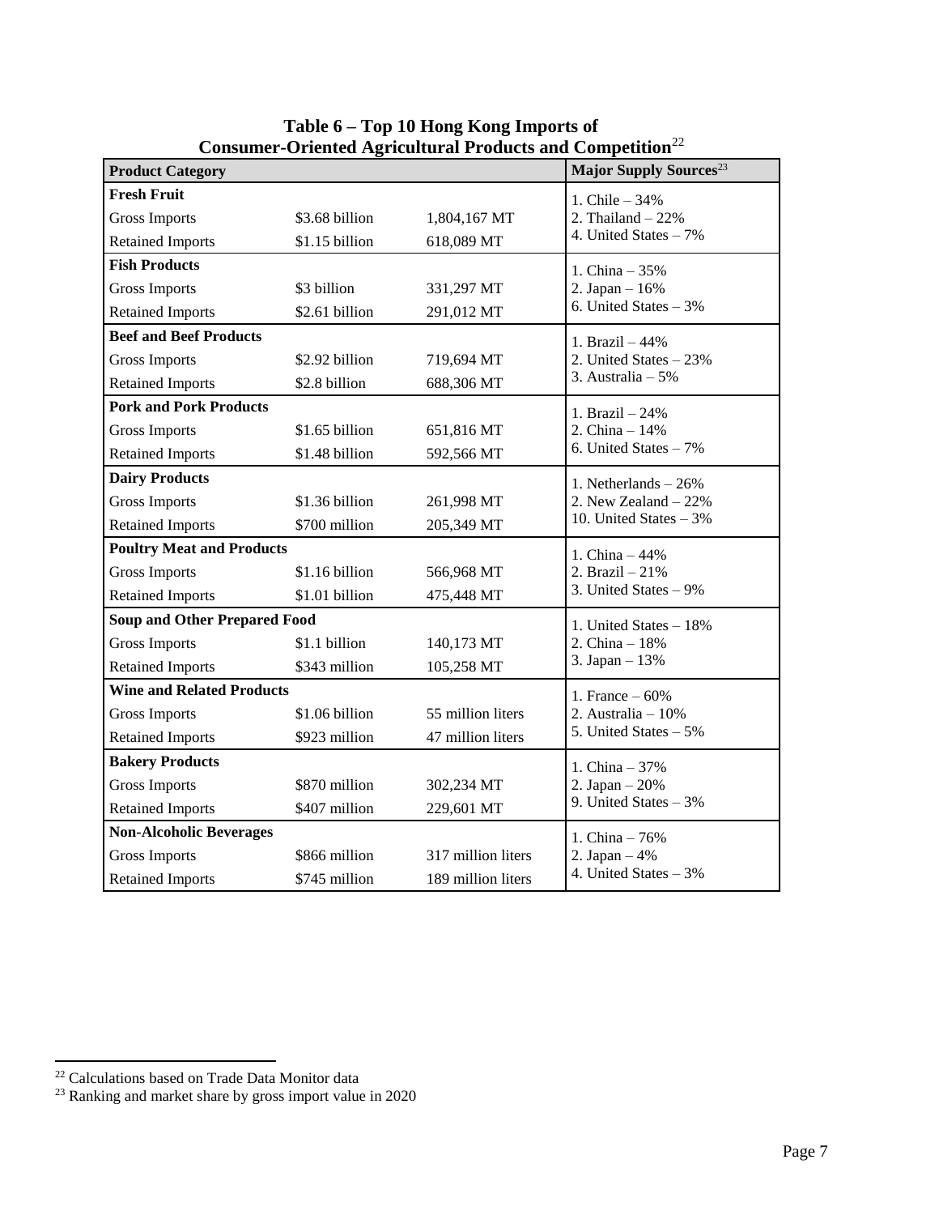**Table 6 – Top 10 Hong Kong Imports of Consumer-Oriented Agricultural Products and Competition**[22]

| Product Category | | | Major Supply Sources[23] |
|---|---|---|---|
| **Fresh Fruit** | | | 1. Chile – 34%<br>2. Thailand – 22%<br>4. United States – 7% |
| Gross Imports | $3.68 billion | 1,804,167 MT | |
| Retained Imports | $1.15 billion | 618,089 MT | |
| **Fish Products** | | | 1. China – 35%<br>2. Japan – 16%<br>6. United States – 3% |
| Gross Imports | $3 billion | 331,297 MT | |
| Retained Imports | $2.61 billion | 291,012 MT | |
| **Beef and Beef Products** | | | 1. Brazil – 44%<br>2. United States – 23%<br>3. Australia – 5% |
| Gross Imports | $2.92 billion | 719,694 MT | |
| Retained Imports | $2.8 billion | 688,306 MT | |
| **Pork and Pork Products** | | | 1. Brazil – 24%<br>2. China – 14%<br>6. United States – 7% |
| Gross Imports | $1.65 billion | 651,816 MT | |
| Retained Imports | $1.48 billion | 592,566 MT | |
| **Dairy Products** | | | 1. Netherlands – 26%<br>2. New Zealand – 22%<br>10. United States – 3% |
| Gross Imports | $1.36 billion | 261,998 MT | |
| Retained Imports | $700 million | 205,349 MT | |
| **Poultry Meat and Products** | | | 1. China – 44%<br>2. Brazil – 21%<br>3. United States – 9% |
| Gross Imports | $1.16 billion | 566,968 MT | |
| Retained Imports | $1.01 billion | 475,448 MT | |
| **Soup and Other Prepared Food** | | | 1. United States – 18%<br>2. China – 18%<br>3. Japan – 13% |
| Gross Imports | $1.1 billion | 140,173 MT | |
| Retained Imports | $343 million | 105,258 MT | |
| **Wine and Related Products** | | | 1. France – 60%<br>2. Australia – 10%<br>5. United States – 5% |
| Gross Imports | $1.06 billion | 55 million liters | |
| Retained Imports | $923 million | 47 million liters | |
| **Bakery Products** | | | 1. China – 37%<br>2. Japan – 20%<br>9. United States – 3% |
| Gross Imports | $870 million | 302,234 MT | |
| Retained Imports | $407 million | 229,601 MT | |
| **Non-Alcoholic Beverages** | | | 1. China – 76%<br>2. Japan – 4%<br>4. United States – 3% |
| Gross Imports | $866 million | 317 million liters | |
| Retained Imports | $745 million | 189 million liters | |

[22] Calculations based on Trade Data Monitor data

[23] Ranking and market share by gross import value in 2020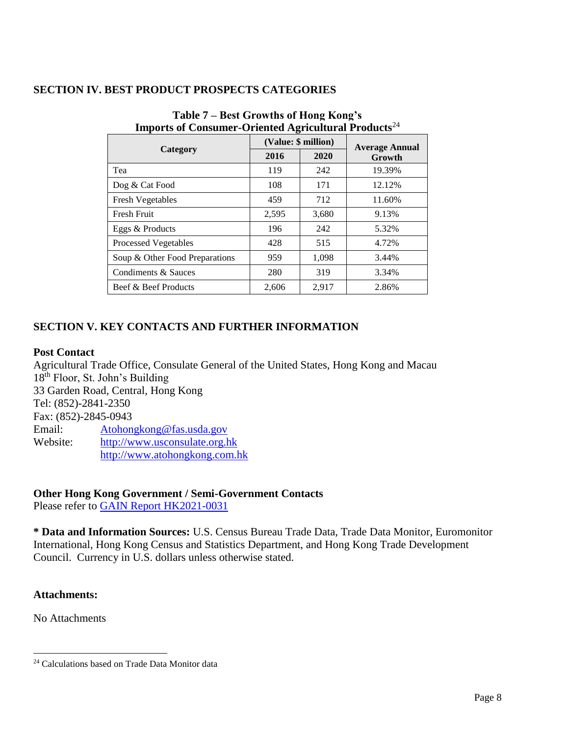## SECTION IV. BEST PRODUCT PROSPECTS CATEGORIES

**Table 7 – Best Growths of Hong Kong's Imports of Consumer-Oriented Agricultural Products**[24]

| Category | (Value: $ million) | | Average Annual Growth |
|---|---|---|---|
| | 2016 | 2020 | |
| Tea | 119 | 242 | 19.39% |
| Dog & Cat Food | 108 | 171 | 12.12% |
| Fresh Vegetables | 459 | 712 | 11.60% |
| Fresh Fruit | 2,595 | 3,680 | 9.13% |
| Eggs & Products | 196 | 242 | 5.32% |
| Processed Vegetables | 428 | 515 | 4.72% |
| Soup & Other Food Preparations | 959 | 1,098 | 3.44% |
| Condiments & Sauces | 280 | 319 | 3.34% |
| Beef & Beef Products | 2,606 | 2,917 | 2.86% |

## SECTION V. KEY CONTACTS AND FURTHER INFORMATION

**Post Contact**

Agricultural Trade Office, Consulate General of the United States, Hong Kong and Macau
18th Floor, St. John's Building
33 Garden Road, Central, Hong Kong
Tel: (852)-2841-2350
Fax: (852)-2845-0943
Email: Atohongkong@fas.usda.gov
Website: http://www.usconsulate.org.hk
http://www.atohongkong.com.hk

**Other Hong Kong Government / Semi-Government Contacts**

Please refer to GAIN Report HK2021-0031

**\* Data and Information Sources:** U.S. Census Bureau Trade Data, Trade Data Monitor, Euromonitor International, Hong Kong Census and Statistics Department, and Hong Kong Trade Development Council. Currency in U.S. dollars unless otherwise stated.

**Attachments:**

No Attachments

[24] Calculations based on Trade Data Monitor data